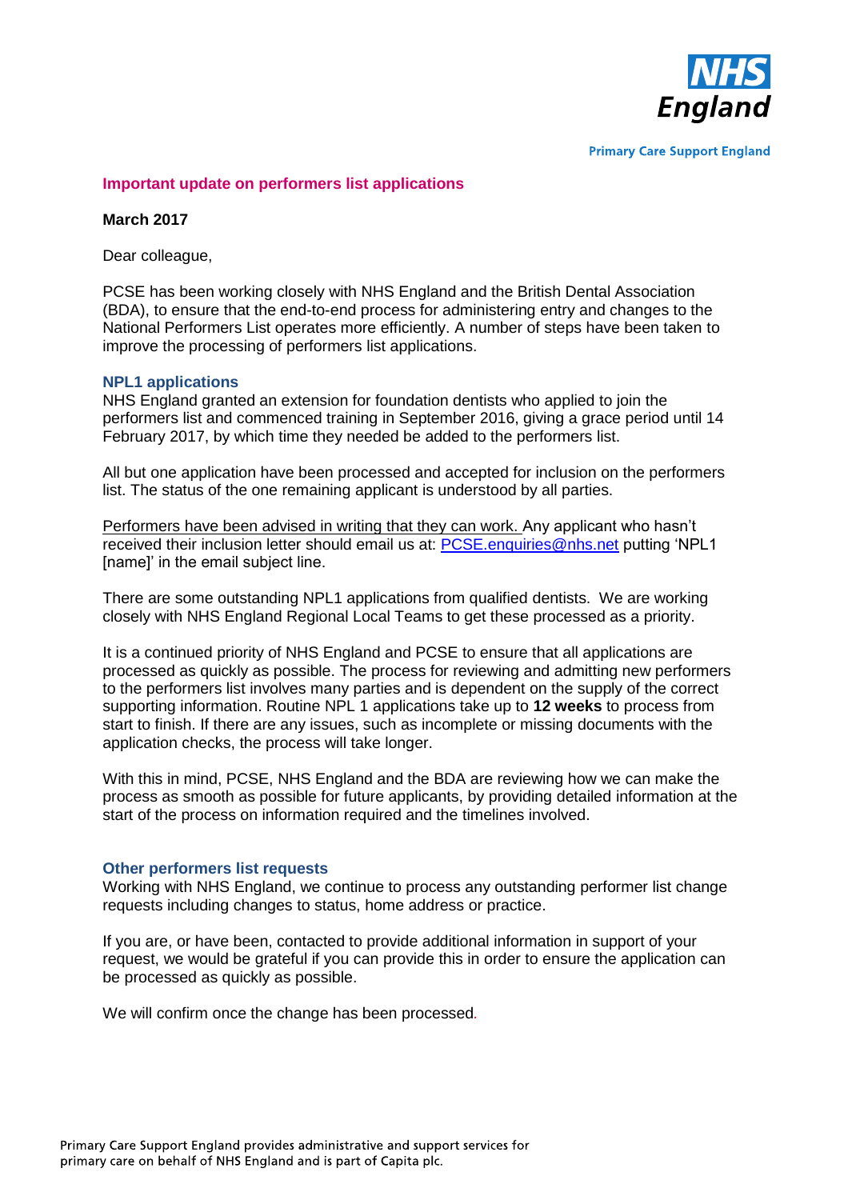NHS England

Primary Care Support England

## Important update on performers list applications

**March 2017**

Dear colleague,

PCSE has been working closely with NHS England and the British Dental Association (BDA), to ensure that the end-to-end process for administering entry and changes to the National Performers List operates more efficiently. A number of steps have been taken to improve the processing of performers list applications.

### NPL1 applications

NHS England granted an extension for foundation dentists who applied to join the performers list and commenced training in September 2016, giving a grace period until 14 February 2017, by which time they needed be added to the performers list.

All but one application have been processed and accepted for inclusion on the performers list. The status of the one remaining applicant is understood by all parties.

Performers have been advised in writing that they can work. Any applicant who hasn't received their inclusion letter should email us at: [PCSE.enquiries@nhs.net](mailto:PCSE.enquiries@nhs.net) putting 'NPL1 [name]' in the email subject line.

There are some outstanding NPL1 applications from qualified dentists. We are working closely with NHS England Regional Local Teams to get these processed as a priority.

It is a continued priority of NHS England and PCSE to ensure that all applications are processed as quickly as possible. The process for reviewing and admitting new performers to the performers list involves many parties and is dependent on the supply of the correct supporting information. Routine NPL 1 applications take up to **12 weeks** to process from start to finish. If there are any issues, such as incomplete or missing documents with the application checks, the process will take longer.

With this in mind, PCSE, NHS England and the BDA are reviewing how we can make the process as smooth as possible for future applicants, by providing detailed information at the start of the process on information required and the timelines involved.

### Other performers list requests

Working with NHS England, we continue to process any outstanding performer list change requests including changes to status, home address or practice.

If you are, or have been, contacted to provide additional information in support of your request, we would be grateful if you can provide this in order to ensure the application can be processed as quickly as possible.

We will confirm once the change has been processed.

Primary Care Support England provides administrative and support services for primary care on behalf of NHS England and is part of Capita plc.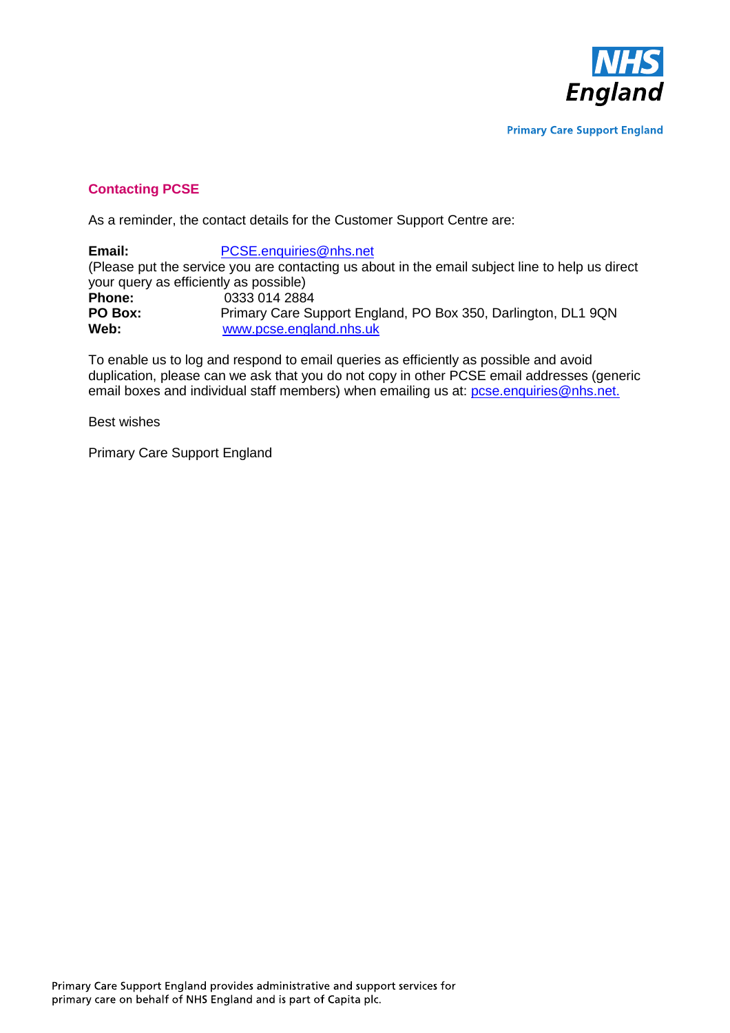## Contacting PCSE

As a reminder, the contact details for the Customer Support Centre are:

**Email:** PCSE.enquiries@nhs.net
(Please put the service you are contacting us about in the email subject line to help us direct your query as efficiently as possible)
**Phone:** 0333 014 2884
**PO Box:** Primary Care Support England, PO Box 350, Darlington, DL1 9QN
**Web:** www.pcse.england.nhs.uk

To enable us to log and respond to email queries as efficiently as possible and avoid duplication, please can we ask that you do not copy in other PCSE email addresses (generic email boxes and individual staff members) when emailing us at: pcse.enquiries@nhs.net.

Best wishes

Primary Care Support England